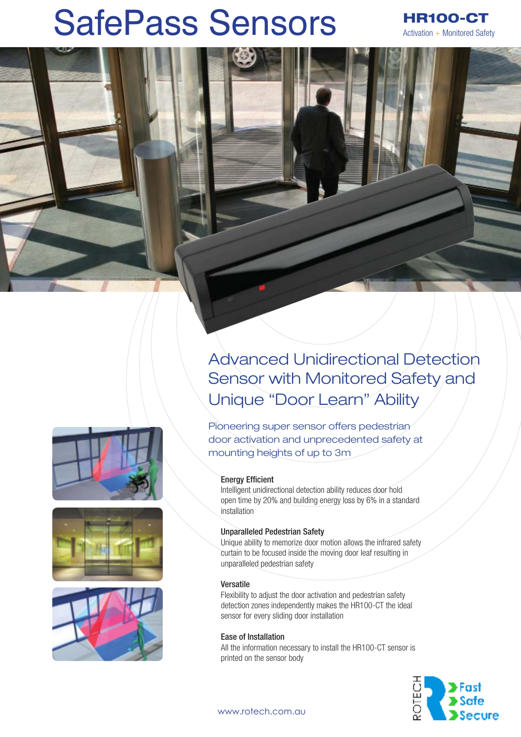# SafePass Sensors

**HR100-CT**

Activation + Monitored Safety

## Advanced Unidirectional Detection Sensor with Monitored Safety and Unique "Door Learn" Ability

Pioneering super sensor offers pedestrian door activation and unprecedented safety at mounting heights of up to 3m

**Energy Efficient**

Intelligent unidirectional detection ability reduces door hold open time by 20% and building energy loss by 6% in a standard installation

**Unparalleled Pedestrian Safety**

Unique ability to memorize door motion allows the infrared safety curtain to be focused inside the moving door leaf resulting in unparalleled pedestrian safety

**Versatile**

Flexibility to adjust the door activation and pedestrian safety detection zones independently makes the HR100-CT the ideal sensor for every sliding door installation

**Ease of Installation**

All the information necessary to install the HR100-CT sensor is printed on the sensor body

www.rotech.com.au

ROTECH Fast Safe Secure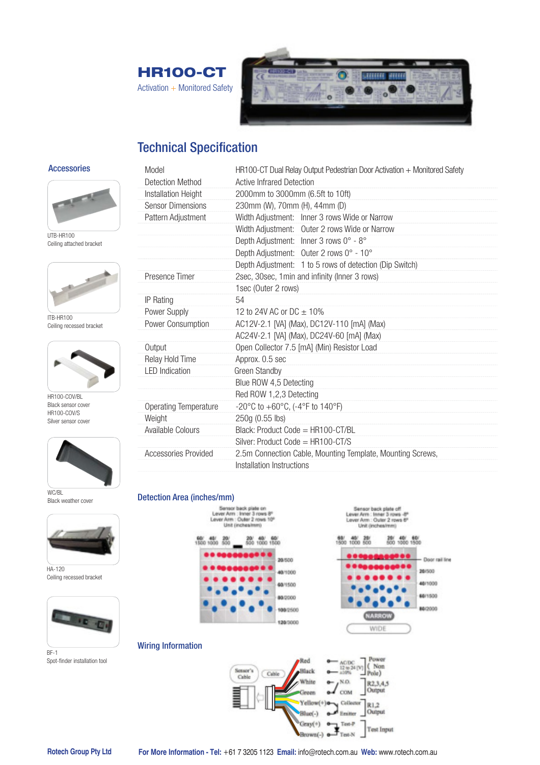# HR100-CT

Activation + Monitored Safety

## Technical Specification

| | |
|---|---|
| Model | HR100-CT Dual Relay Output Pedestrian Door Activation + Monitored Safety |
| Detection Method | Active Infrared Detection |
| Installation Height | 2000mm to 3000mm (6.5ft to 10ft) |
| Sensor Dimensions | 230mm (W), 70mm (H), 44mm (D) |
| Pattern Adjustment | Width Adjustment: Inner 3 rows Wide or Narrow |
| | Width Adjustment: Outer 2 rows Wide or Narrow |
| | Depth Adjustment: Inner 3 rows 0° - 8° |
| | Depth Adjustment: Outer 2 rows 0° - 10° |
| | Depth Adjustment: 1 to 5 rows of detection (Dip Switch) |
| Presence Timer | 2sec, 30sec, 1min and infinity (Inner 3 rows) |
| | 1sec (Outer 2 rows) |
| IP Rating | 54 |
| Power Supply | 12 to 24V AC or DC ± 10% |
| Power Consumption | AC12V-2.1 [VA] (Max), DC12V-110 [mA] (Max) |
| | AC24V-2.1 [VA] (Max), DC24V-60 [mA] (Max) |
| Output | Open Collector 7.5 [mA] (Min) Resistor Load |
| Relay Hold Time | Approx. 0.5 sec |
| LED Indication | Green Standby |
| | Blue ROW 4,5 Detecting |
| | Red ROW 1,2,3 Detecting |
| Operating Temperature | -20°C to +60°C, (-4°F to 140°F) |
| Weight | 250g (0.55 lbs) |
| Available Colours | Black: Product Code = HR100-CT/BL |
| | Silver: Product Code = HR100-CT/S |
| Accessories Provided | 2.5m Connection Cable, Mounting Template, Mounting Screws, |
| | Installation Instructions |

## Accessories

UTB-HR100
Ceiling attached bracket

ITB-HR100
Ceiling recessed bracket

HR100-COV/BL
Black sensor cover
HR100-COV/S
Silver sensor cover

WC/BL
Black weather cover

HA-120
Ceiling recessed bracket

BF-1
Spot-finder installation tool

## Detection Area (inches/mm)

Sensor back plate on
Lever Arm : Inner 3 rows 8°
Lever Arm : Outer 2 rows 10°
Unit (inches/mm)

60/1500 40/1000 20/500 20/500 40/1000 60/1500

20/500
40/1000
60/1500
80/2000
100/2500
120/3000

Sensor back plate off
Lever Arm : Inner 3 rows -8°
Lever Arm : Outer 2 rows 6°
Unit (inches/mm)

60/1500 40/1000 20/500 20/500 40/1000 60/1500

Door rail line
20/500
40/1000
60/1500
80/2000

NARROW
WIDE

## Wiring Information

Sensor's Cable
Cable

Red
Black
White
Green
Yellow(+)
Blue(-)
Gray(+)
Brown(-)

AC/DC 12 to 24 [V] ±10%
N.O.
COM
Collector
Emitter
Test-P
Test-N

Power (Non Pole)
R2,3,4,5 Output
R1,2 Output
Test Input

**Rotech Group Pty Ltd**

**For More Information - Tel:** +61 7 3205 1123 **Email:** info@rotech.com.au **Web:** www.rotech.com.au